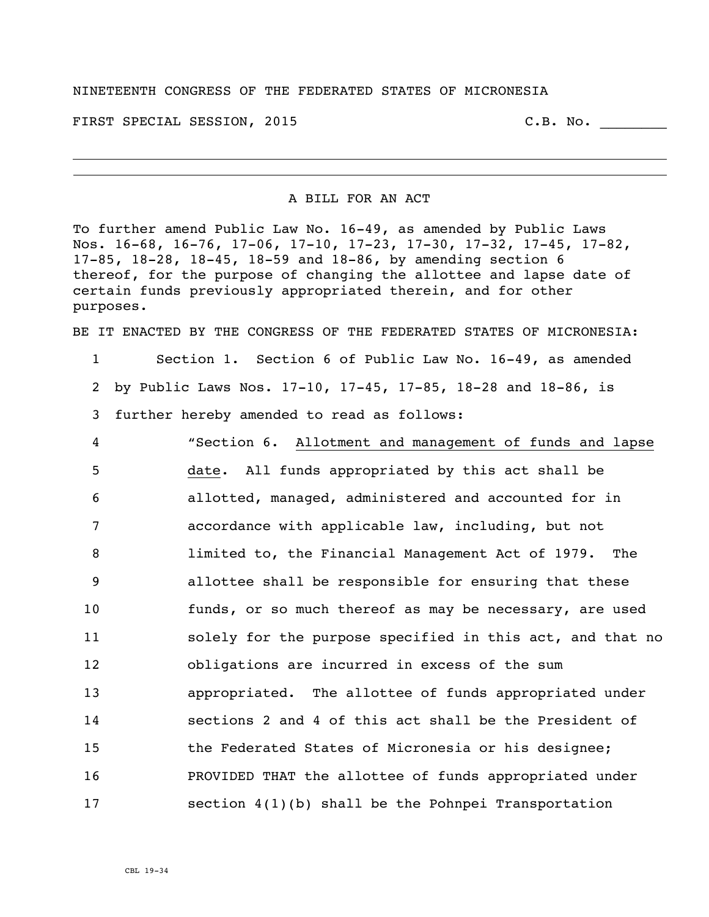NINETEENTH CONGRESS OF THE FEDERATED STATES OF MICRONESIA

FIRST SPECIAL SESSION, 2015 C.B. No. ________

---

A BILL FOR AN ACT

To further amend Public Law No. 16-49, as amended by Public Laws Nos. 16-68, 16-76, 17-06, 17-10, 17-23, 17-30, 17-32, 17-45, 17-82, 17-85, 18-28, 18-45, 18-59 and 18-86, by amending section 6 thereof, for the purpose of changing the allottee and lapse date of certain funds previously appropriated therein, and for other purposes.

BE IT ENACTED BY THE CONGRESS OF THE FEDERATED STATES OF MICRONESIA:

1 Section 1. Section 6 of Public Law No. 16-49, as amended
2 by Public Laws Nos. 17-10, 17-45, 17-85, 18-28 and 18-86, is
3 further hereby amended to read as follows:
4 "Section 6. Allotment and management of funds and lapse
5 date. All funds appropriated by this act shall be
6 allotted, managed, administered and accounted for in
7 accordance with applicable law, including, but not
8 limited to, the Financial Management Act of 1979. The
9 allottee shall be responsible for ensuring that these
10 funds, or so much thereof as may be necessary, are used
11 solely for the purpose specified in this act, and that no
12 obligations are incurred in excess of the sum
13 appropriated. The allottee of funds appropriated under
14 sections 2 and 4 of this act shall be the President of
15 the Federated States of Micronesia or his designee;
16 PROVIDED THAT the allottee of funds appropriated under
17 section 4(1)(b) shall be the Pohnpei Transportation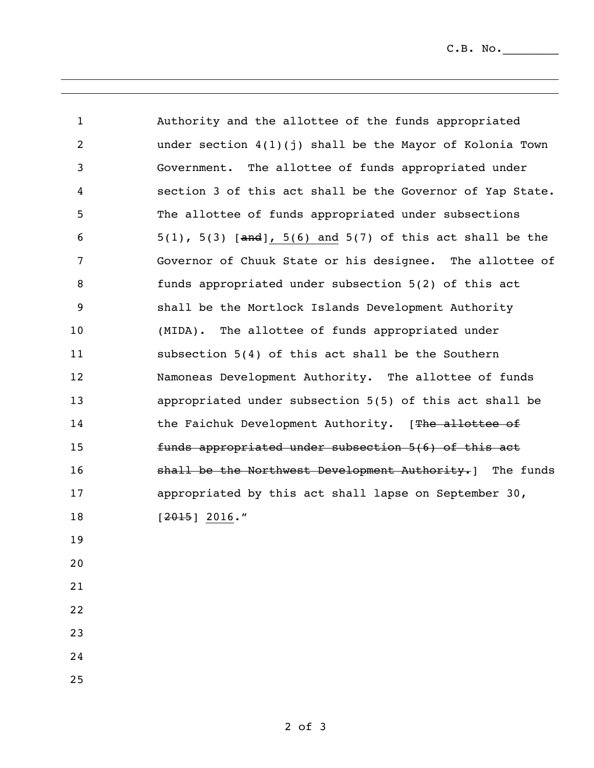Authority and the allottee of the funds appropriated under section 4(1)(j) shall be the Mayor of Kolonia Town Government. The allottee of funds appropriated under section 3 of this act shall be the Governor of Yap State. The allottee of funds appropriated under subsections 5(1), 5(3) [~~and~~]<u>, 5(6) and</u> 5(7) of this act shall be the Governor of Chuuk State or his designee. The allottee of funds appropriated under subsection 5(2) of this act shall be the Mortlock Islands Development Authority (MIDA). The allottee of funds appropriated under subsection 5(4) of this act shall be the Southern Namoneas Development Authority. The allottee of funds appropriated under subsection 5(5) of this act shall be the Faichuk Development Authority. [~~The allottee of funds appropriated under subsection 5(6) of this act shall be the Northwest Development Authority.~~] The funds appropriated by this act shall lapse on September 30, [~~2015~~] <u>2016</u>."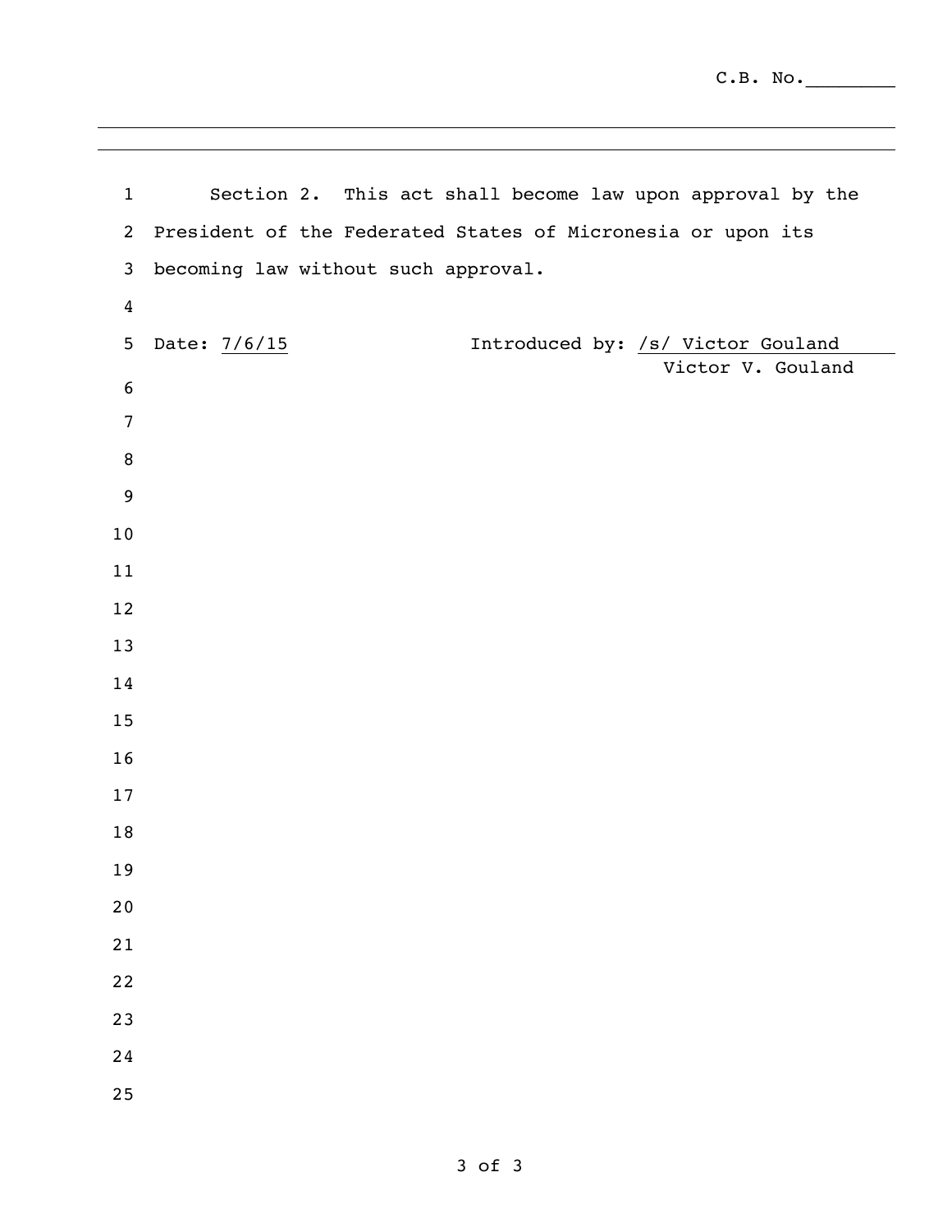C.B. No.________

Section 2. This act shall become law upon approval by the President of the Federated States of Micronesia or upon its becoming law without such approval.

Date: 7/6/15 Introduced by: /s/ Victor Gouland

Victor V. Gouland